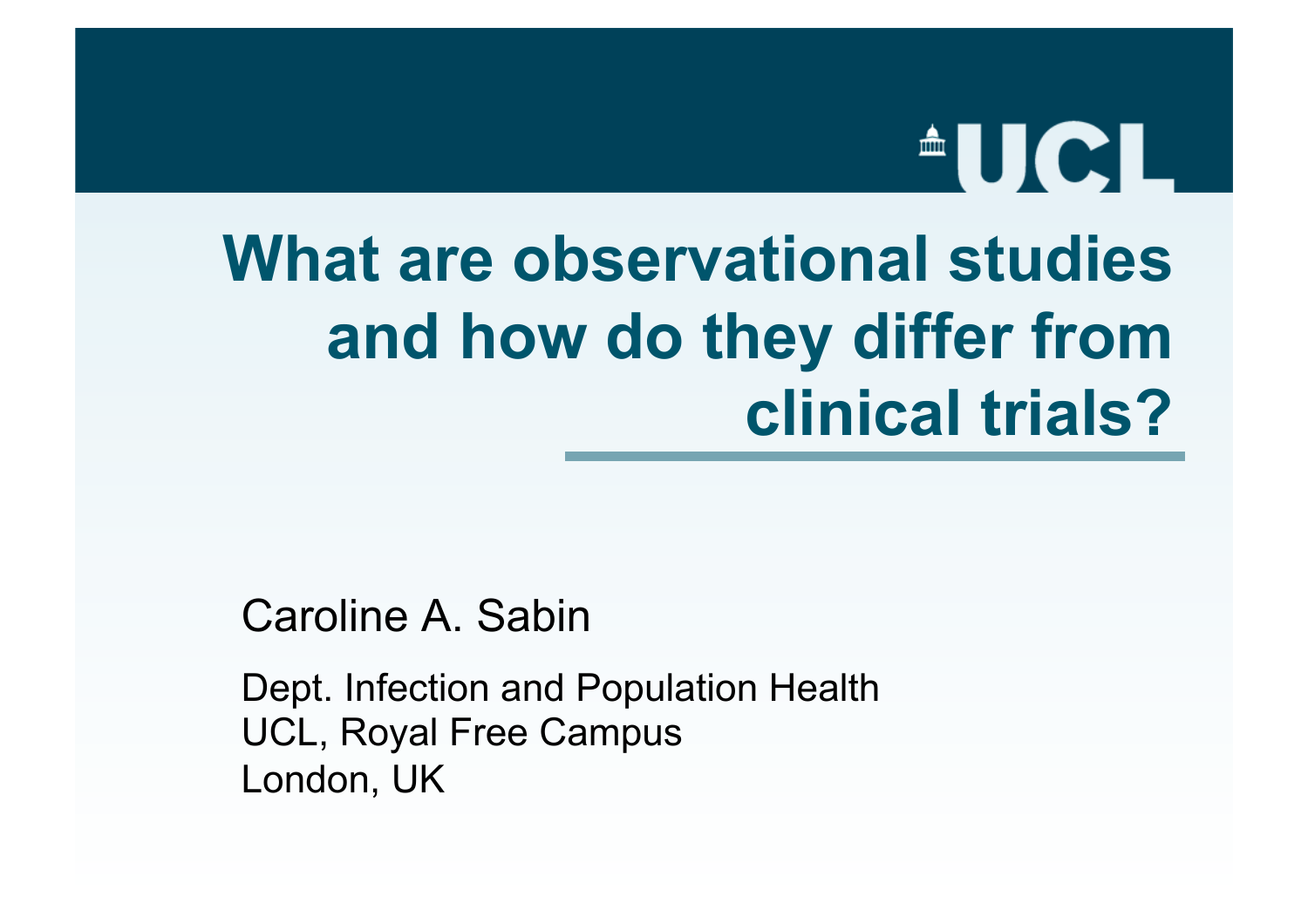# What are observational studies and how do they differ from clinical trials?

Caroline A. Sabin

Dept. Infection and Population Health
UCL, Royal Free Campus
London, UK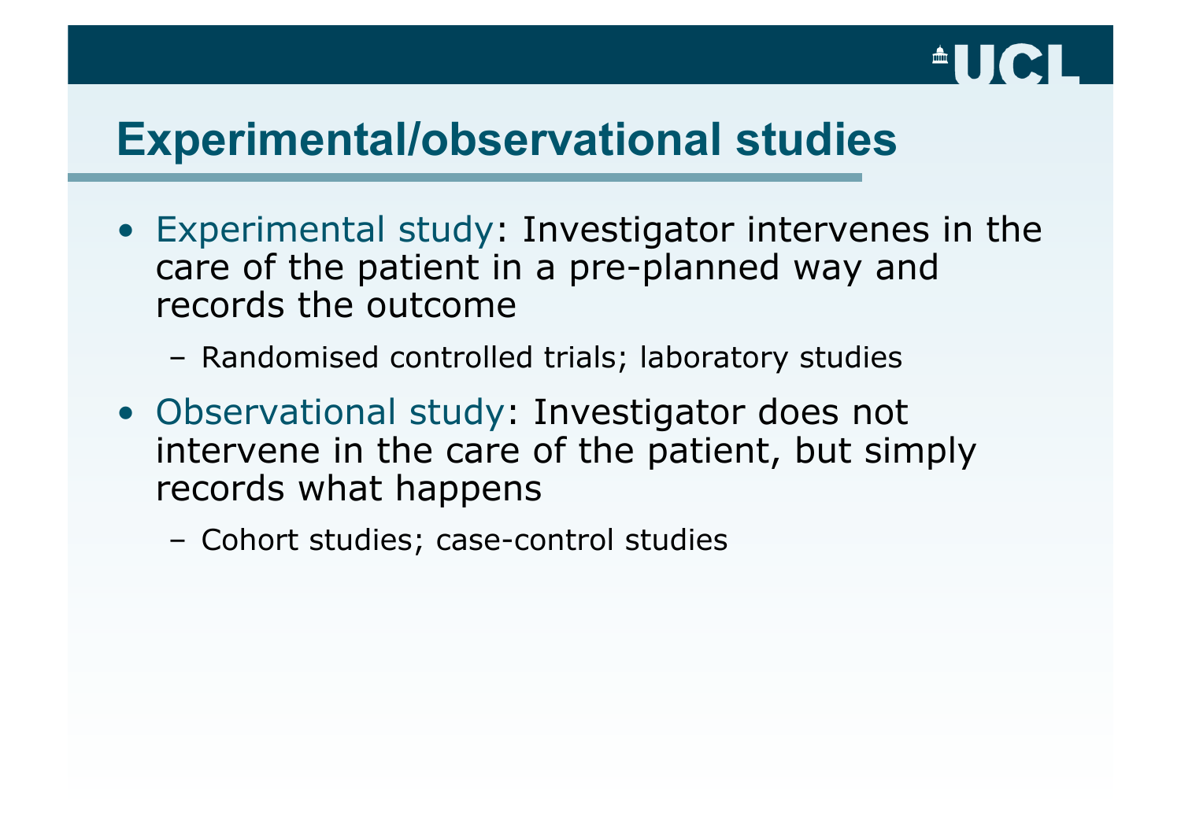# Experimental/observational studies

- Experimental study: Investigator intervenes in the care of the patient in a pre-planned way and records the outcome
  - Randomised controlled trials; laboratory studies
- Observational study: Investigator does not intervene in the care of the patient, but simply records what happens
  - Cohort studies; case-control studies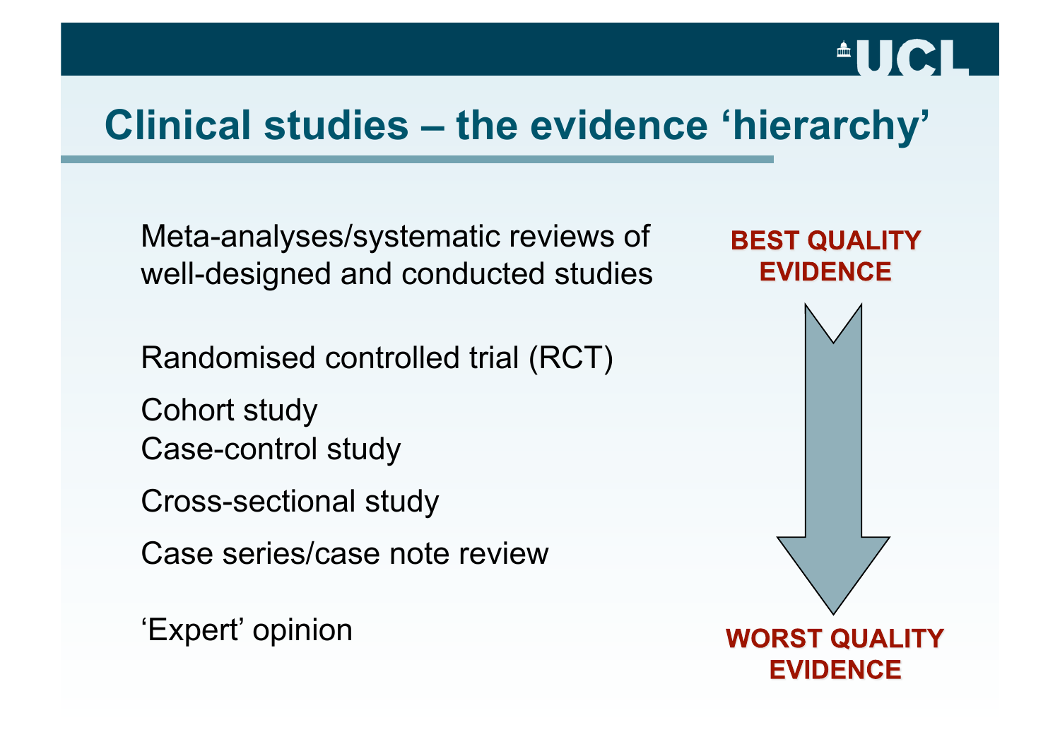# Clinical studies – the evidence 'hierarchy'

**BEST QUALITY EVIDENCE**

Meta-analyses/systematic reviews of well-designed and conducted studies

Randomised controlled trial (RCT)

Cohort study

Case-control study

Cross-sectional study

Case series/case note review

'Expert' opinion

**WORST QUALITY EVIDENCE**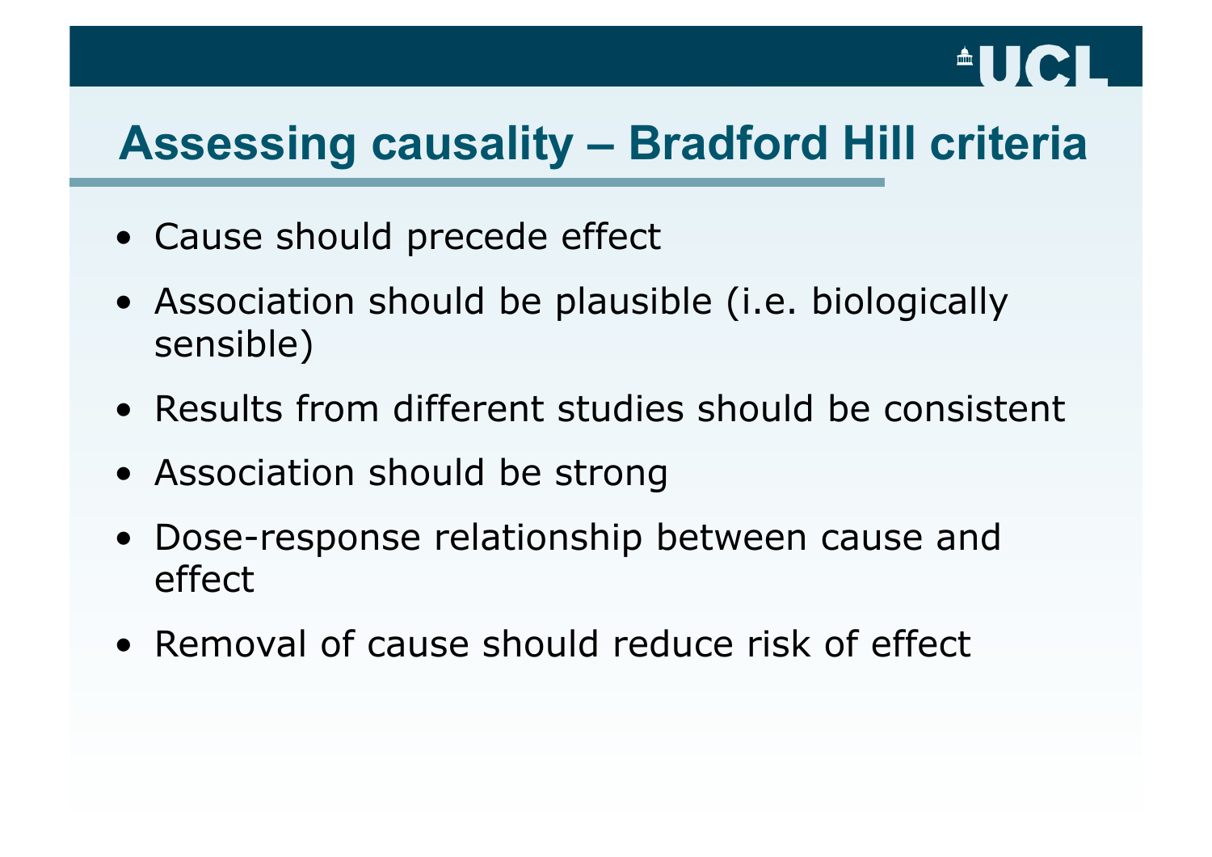## Assessing causality – Bradford Hill criteria

- Cause should precede effect
- Association should be plausible (i.e. biologically sensible)
- Results from different studies should be consistent
- Association should be strong
- Dose-response relationship between cause and effect
- Removal of cause should reduce risk of effect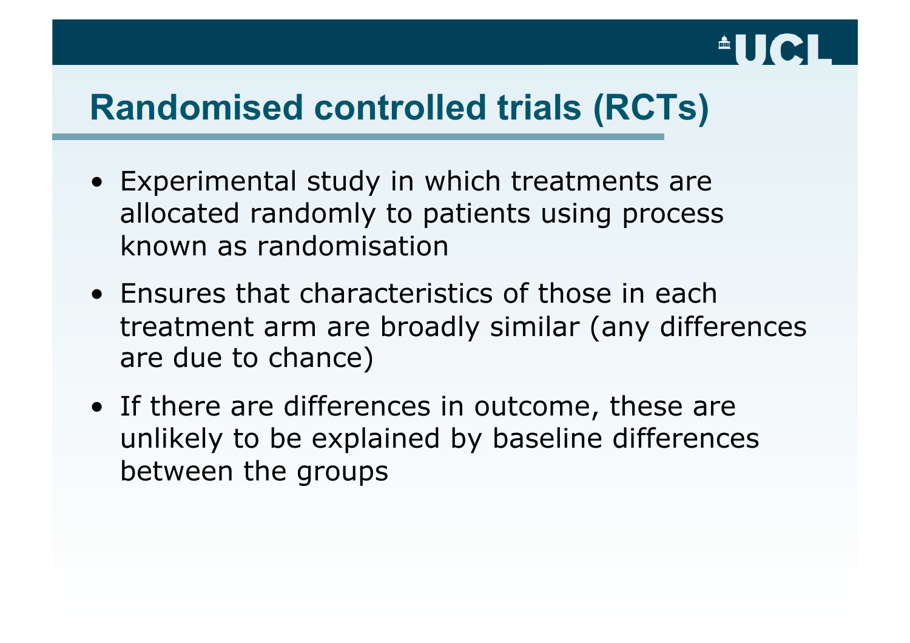# Randomised controlled trials (RCTs)

- Experimental study in which treatments are allocated randomly to patients using process known as randomisation
- Ensures that characteristics of those in each treatment arm are broadly similar (any differences are due to chance)
- If there are differences in outcome, these are unlikely to be explained by baseline differences between the groups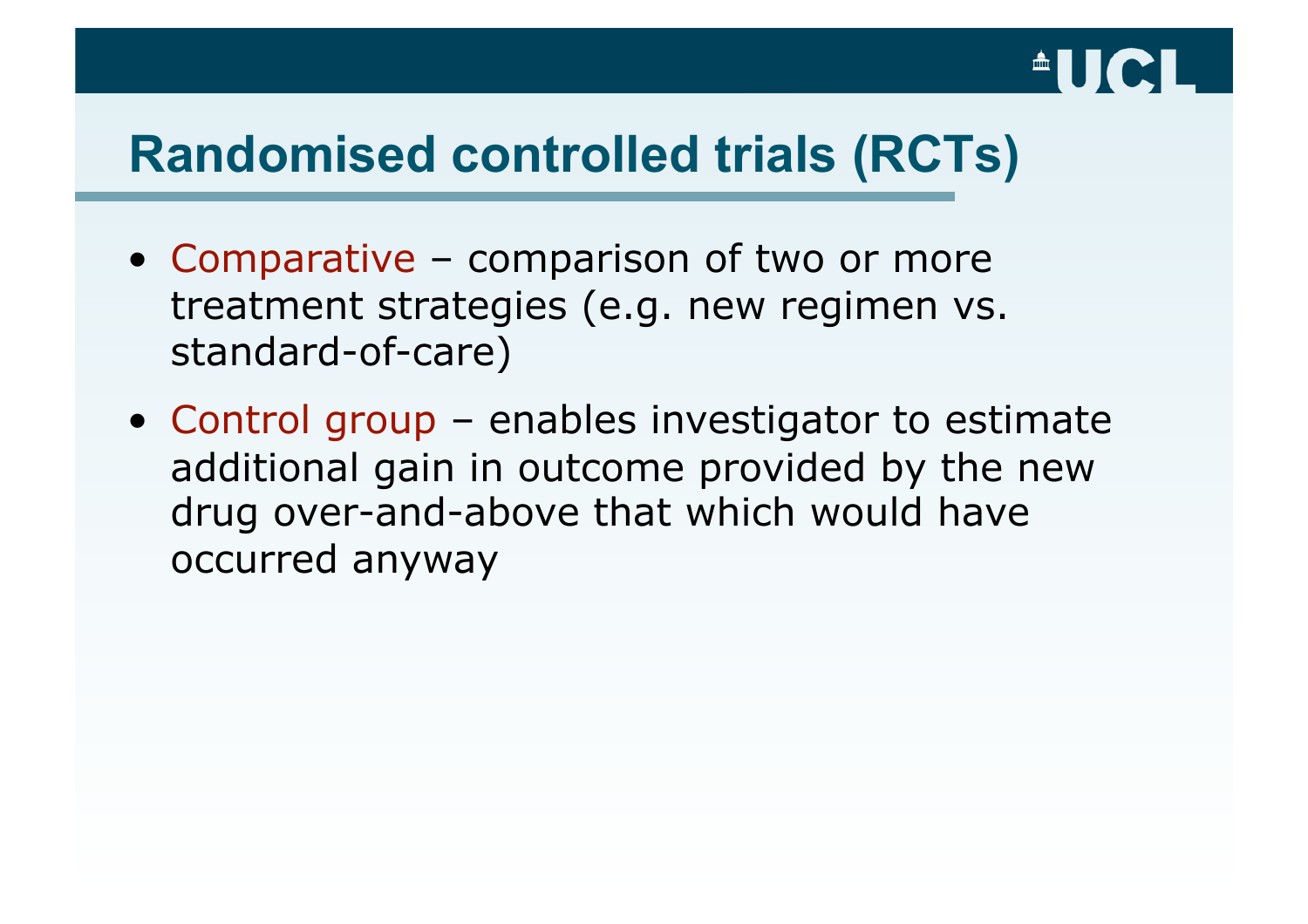# Randomised controlled trials (RCTs)

- Comparative – comparison of two or more treatment strategies (e.g. new regimen vs. standard-of-care)
- Control group – enables investigator to estimate additional gain in outcome provided by the new drug over-and-above that which would have occurred anyway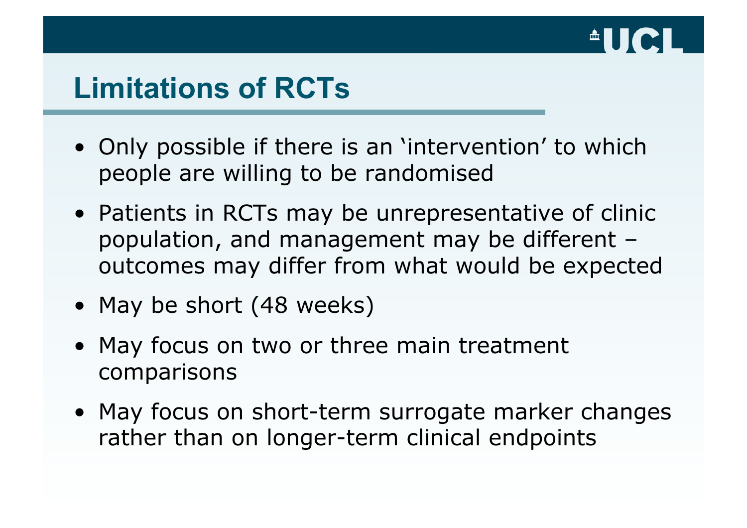# Limitations of RCTs

- Only possible if there is an 'intervention' to which people are willing to be randomised
- Patients in RCTs may be unrepresentative of clinic population, and management may be different – outcomes may differ from what would be expected
- May be short (48 weeks)
- May focus on two or three main treatment comparisons
- May focus on short-term surrogate marker changes rather than on longer-term clinical endpoints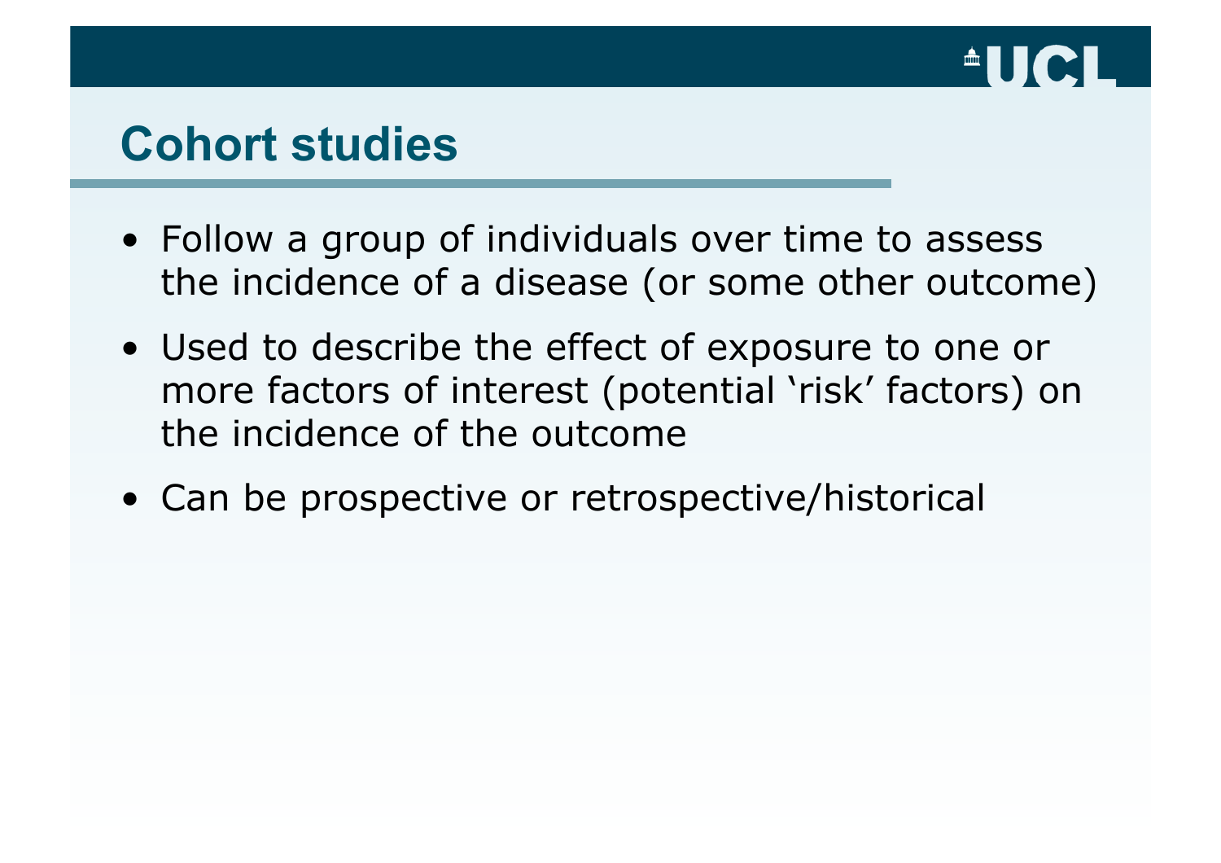# Cohort studies

- Follow a group of individuals over time to assess the incidence of a disease (or some other outcome)
- Used to describe the effect of exposure to one or more factors of interest (potential 'risk' factors) on the incidence of the outcome
- Can be prospective or retrospective/historical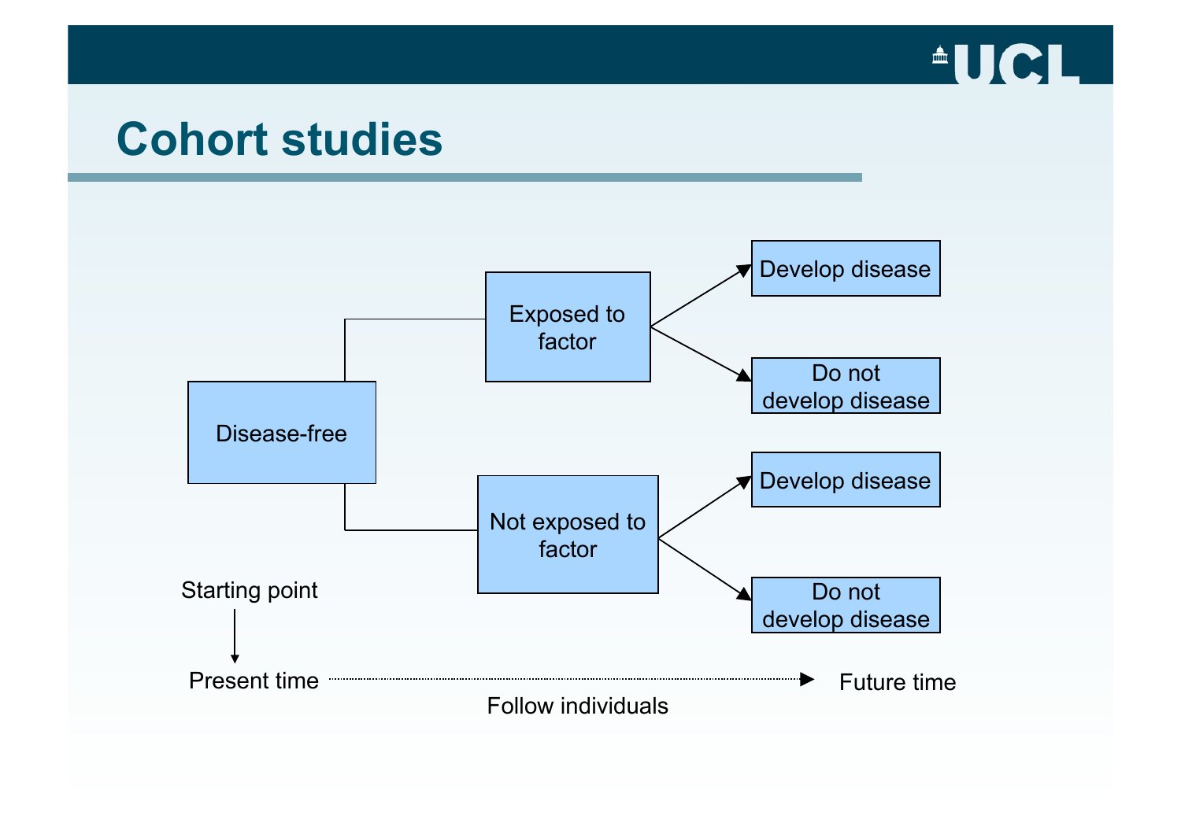# Cohort studies

Disease-free

Exposed to factor

- Develop disease
- Do not develop disease

Not exposed to factor

- Develop disease
- Do not develop disease

Starting point

Present time → Future time

Follow individuals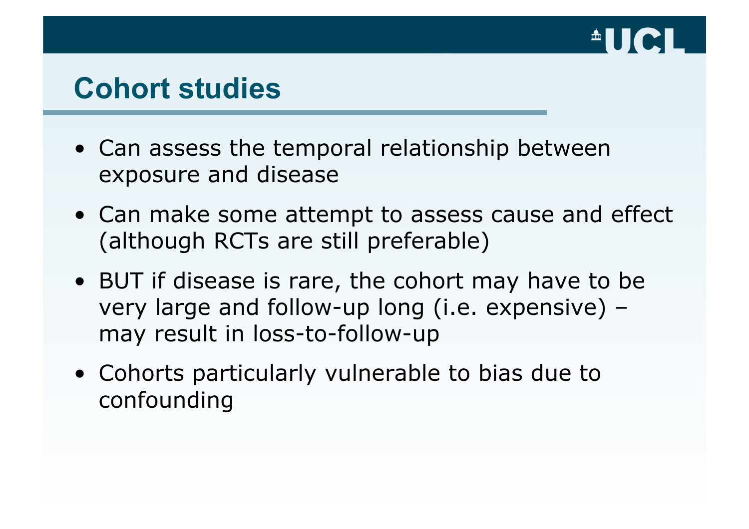# Cohort studies

- Can assess the temporal relationship between exposure and disease
- Can make some attempt to assess cause and effect (although RCTs are still preferable)
- BUT if disease is rare, the cohort may have to be very large and follow-up long (i.e. expensive) – may result in loss-to-follow-up
- Cohorts particularly vulnerable to bias due to confounding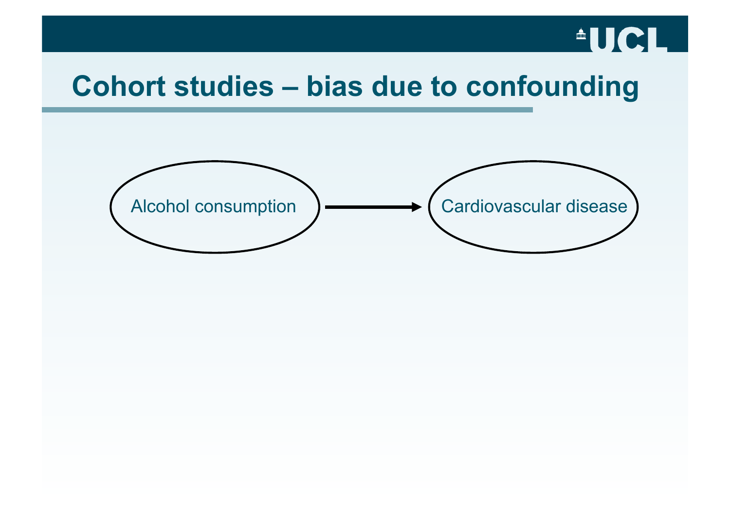# Cohort studies – bias due to confounding

Alcohol consumption → Cardiovascular disease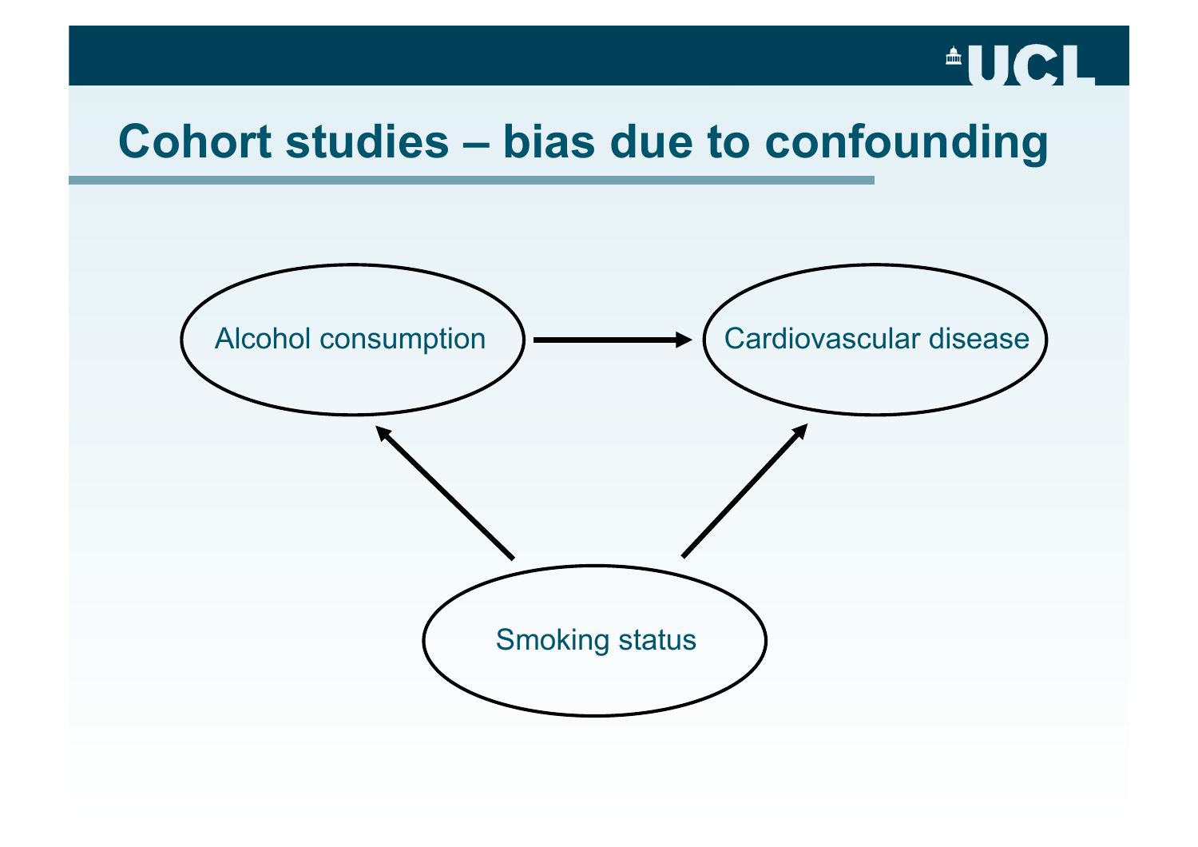# Cohort studies – bias due to confounding

Alcohol consumption

Cardiovascular disease

Smoking status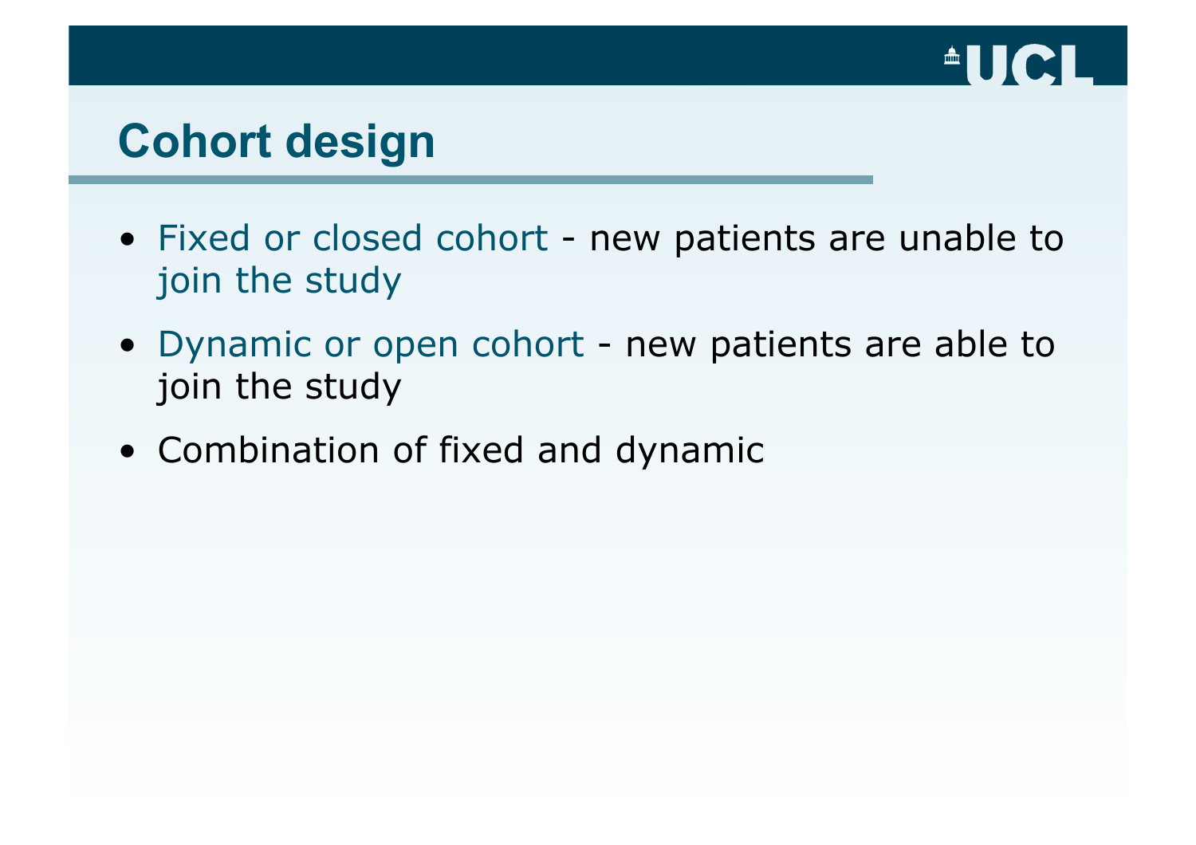# Cohort design

- Fixed or closed cohort - new patients are unable to join the study
- Dynamic or open cohort - new patients are able to join the study
- Combination of fixed and dynamic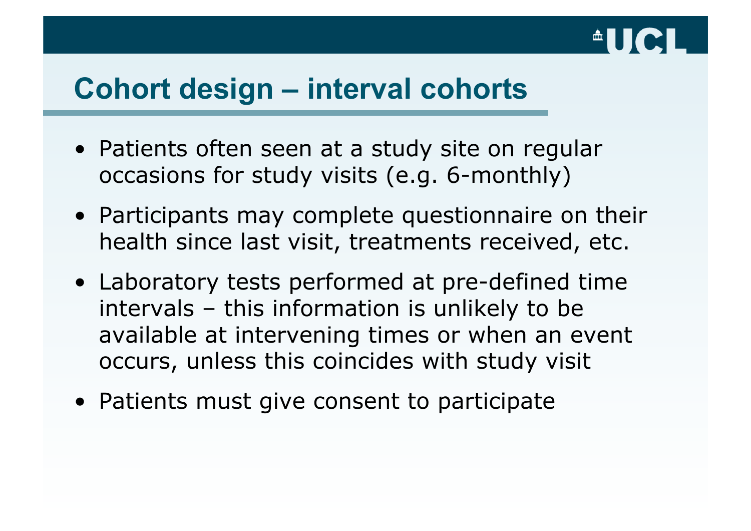# Cohort design – interval cohorts

- Patients often seen at a study site on regular occasions for study visits (e.g. 6-monthly)
- Participants may complete questionnaire on their health since last visit, treatments received, etc.
- Laboratory tests performed at pre-defined time intervals – this information is unlikely to be available at intervening times or when an event occurs, unless this coincides with study visit
- Patients must give consent to participate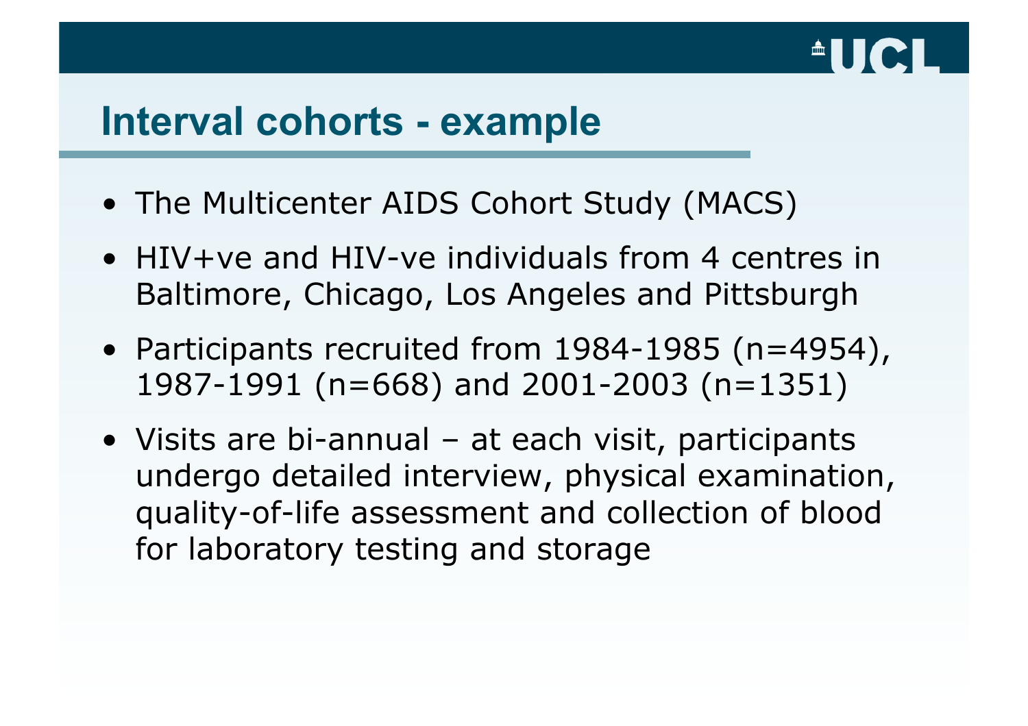# Interval cohorts - example

- The Multicenter AIDS Cohort Study (MACS)
- HIV+ve and HIV-ve individuals from 4 centres in Baltimore, Chicago, Los Angeles and Pittsburgh
- Participants recruited from 1984-1985 (n=4954), 1987-1991 (n=668) and 2001-2003 (n=1351)
- Visits are bi-annual – at each visit, participants undergo detailed interview, physical examination, quality-of-life assessment and collection of blood for laboratory testing and storage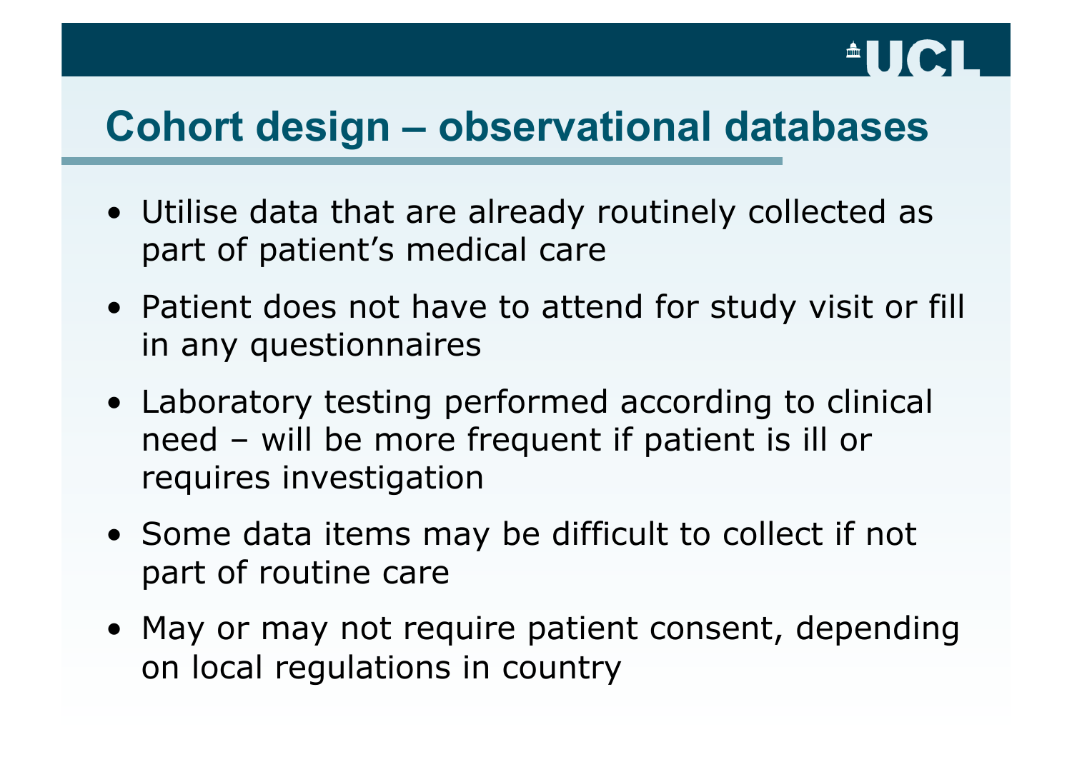# Cohort design – observational databases

- Utilise data that are already routinely collected as part of patient's medical care
- Patient does not have to attend for study visit or fill in any questionnaires
- Laboratory testing performed according to clinical need – will be more frequent if patient is ill or requires investigation
- Some data items may be difficult to collect if not part of routine care
- May or may not require patient consent, depending on local regulations in country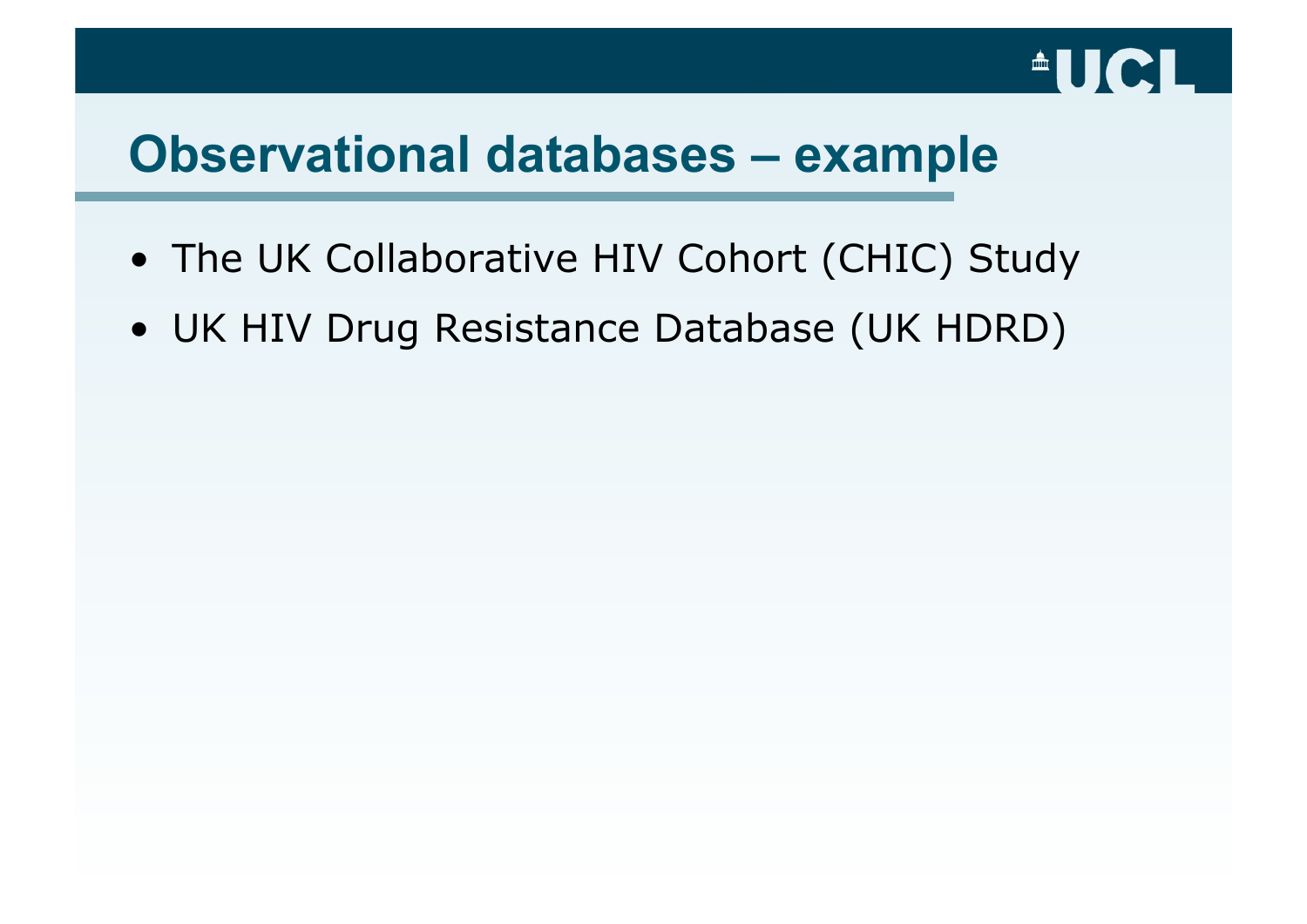# Observational databases – example

- The UK Collaborative HIV Cohort (CHIC) Study
- UK HIV Drug Resistance Database (UK HDRD)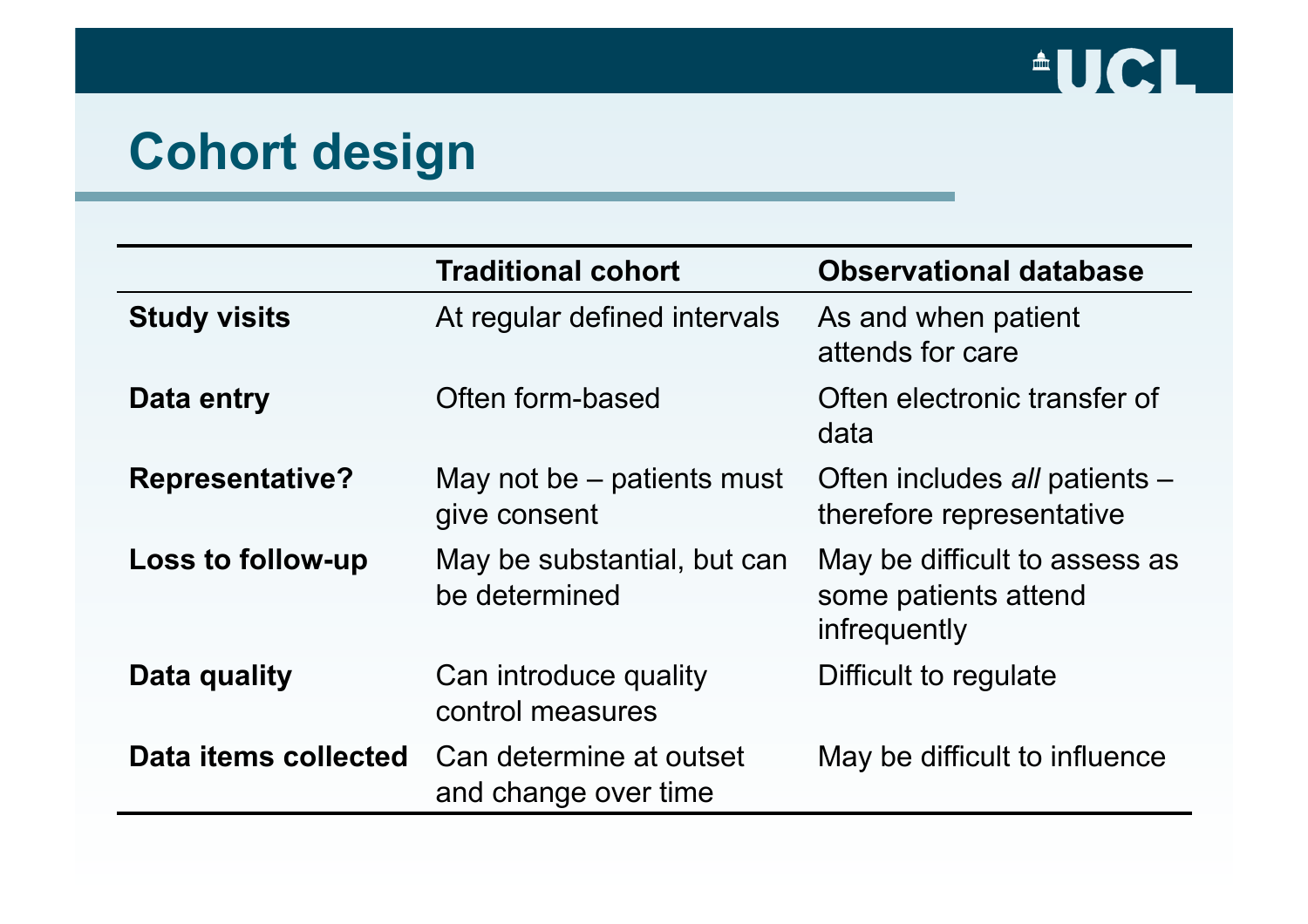# Cohort design

| | Traditional cohort | Observational database |
|---|---|---|
| **Study visits** | At regular defined intervals | As and when patient attends for care |
| **Data entry** | Often form-based | Often electronic transfer of data |
| **Representative?** | May not be – patients must give consent | Often includes *all* patients – therefore representative |
| **Loss to follow-up** | May be substantial, but can be determined | May be difficult to assess as some patients attend infrequently |
| **Data quality** | Can introduce quality control measures | Difficult to regulate |
| **Data items collected** | Can determine at outset and change over time | May be difficult to influence |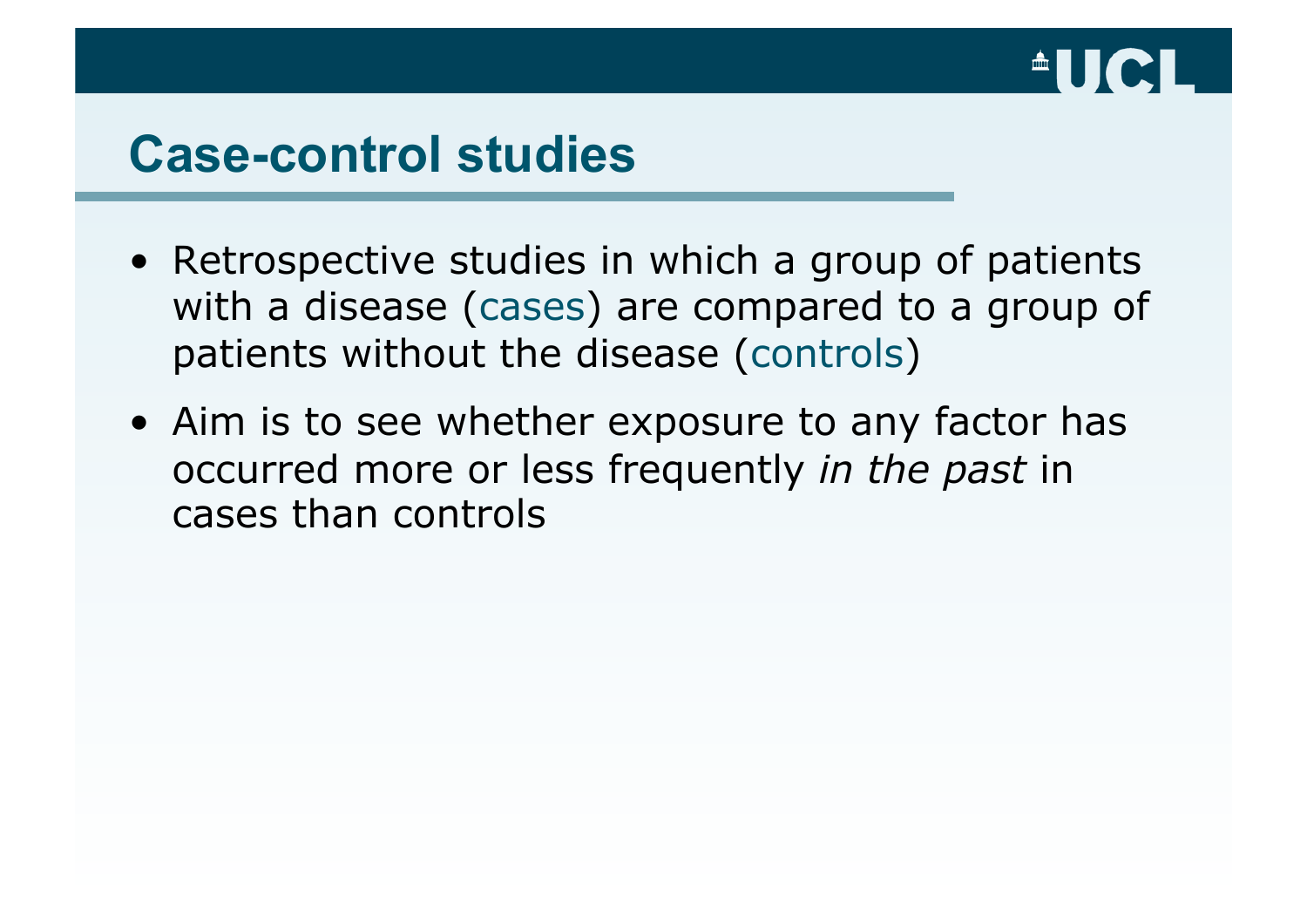# Case-control studies

- Retrospective studies in which a group of patients with a disease (cases) are compared to a group of patients without the disease (controls)
- Aim is to see whether exposure to any factor has occurred more or less frequently *in the past* in cases than controls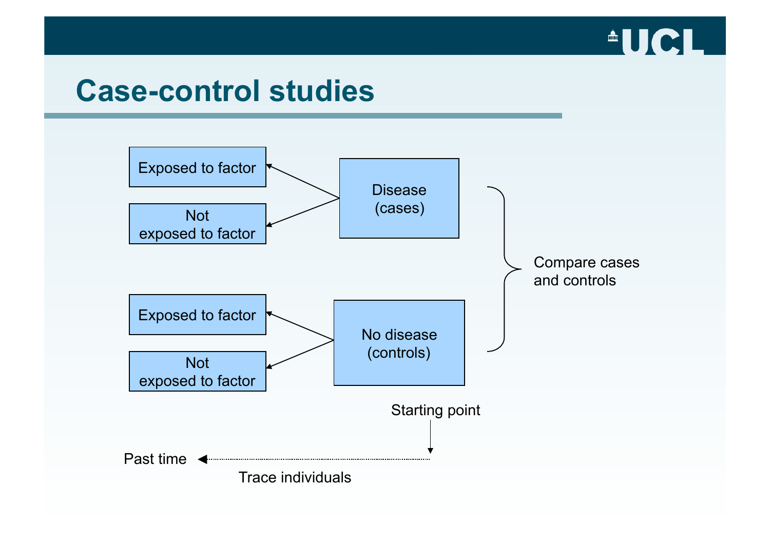# Case-control studies

Exposed to factor

Not exposed to factor

Disease (cases)

Exposed to factor

Not exposed to factor

No disease (controls)

Compare cases and controls

Starting point

Past time

Trace individuals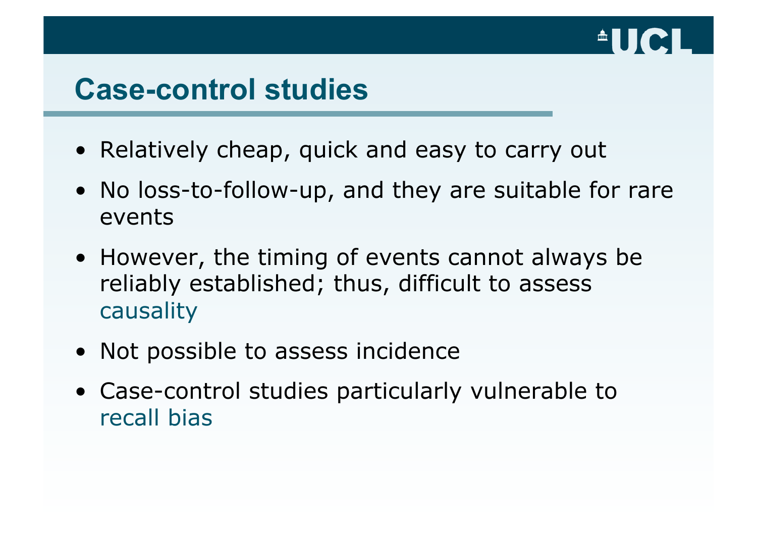# Case-control studies

- Relatively cheap, quick and easy to carry out
- No loss-to-follow-up, and they are suitable for rare events
- However, the timing of events cannot always be reliably established; thus, difficult to assess causality
- Not possible to assess incidence
- Case-control studies particularly vulnerable to recall bias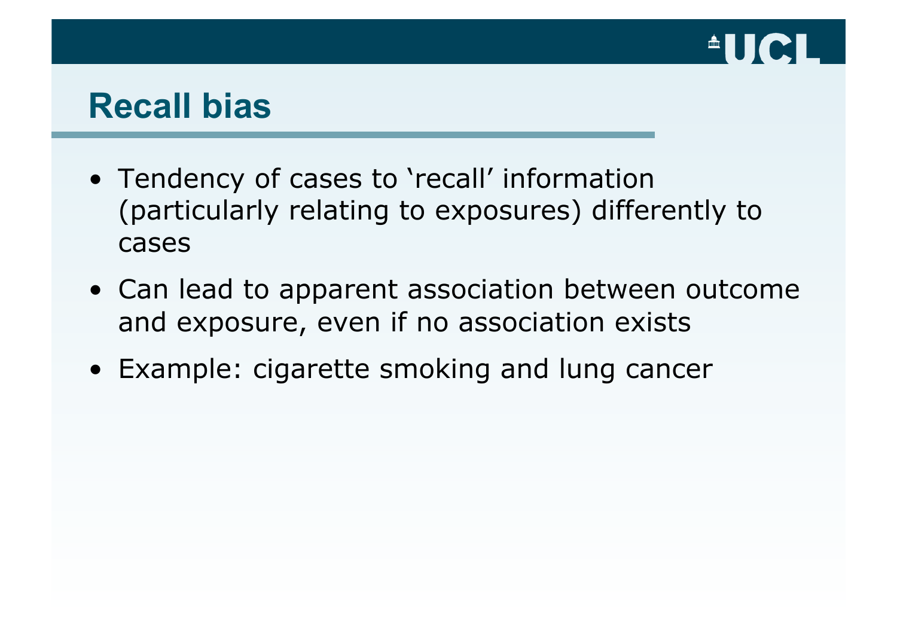## Recall bias

- Tendency of cases to 'recall' information (particularly relating to exposures) differently to cases
- Can lead to apparent association between outcome and exposure, even if no association exists
- Example: cigarette smoking and lung cancer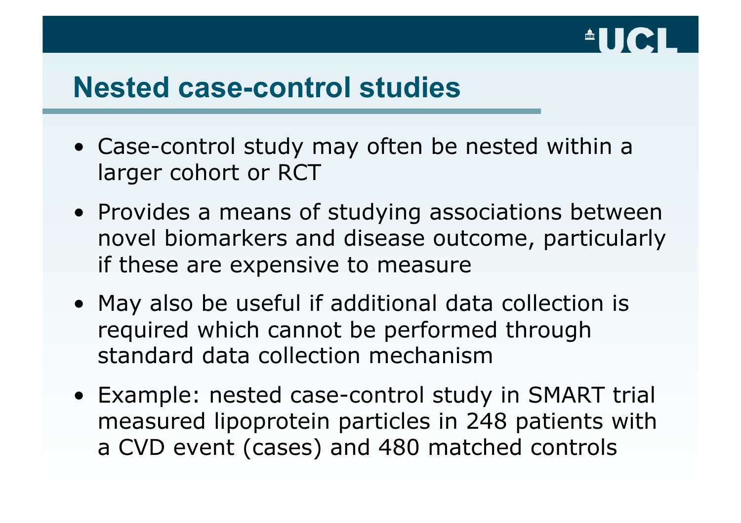## Nested case-control studies

- Case-control study may often be nested within a larger cohort or RCT
- Provides a means of studying associations between novel biomarkers and disease outcome, particularly if these are expensive to measure
- May also be useful if additional data collection is required which cannot be performed through standard data collection mechanism
- Example: nested case-control study in SMART trial measured lipoprotein particles in 248 patients with a CVD event (cases) and 480 matched controls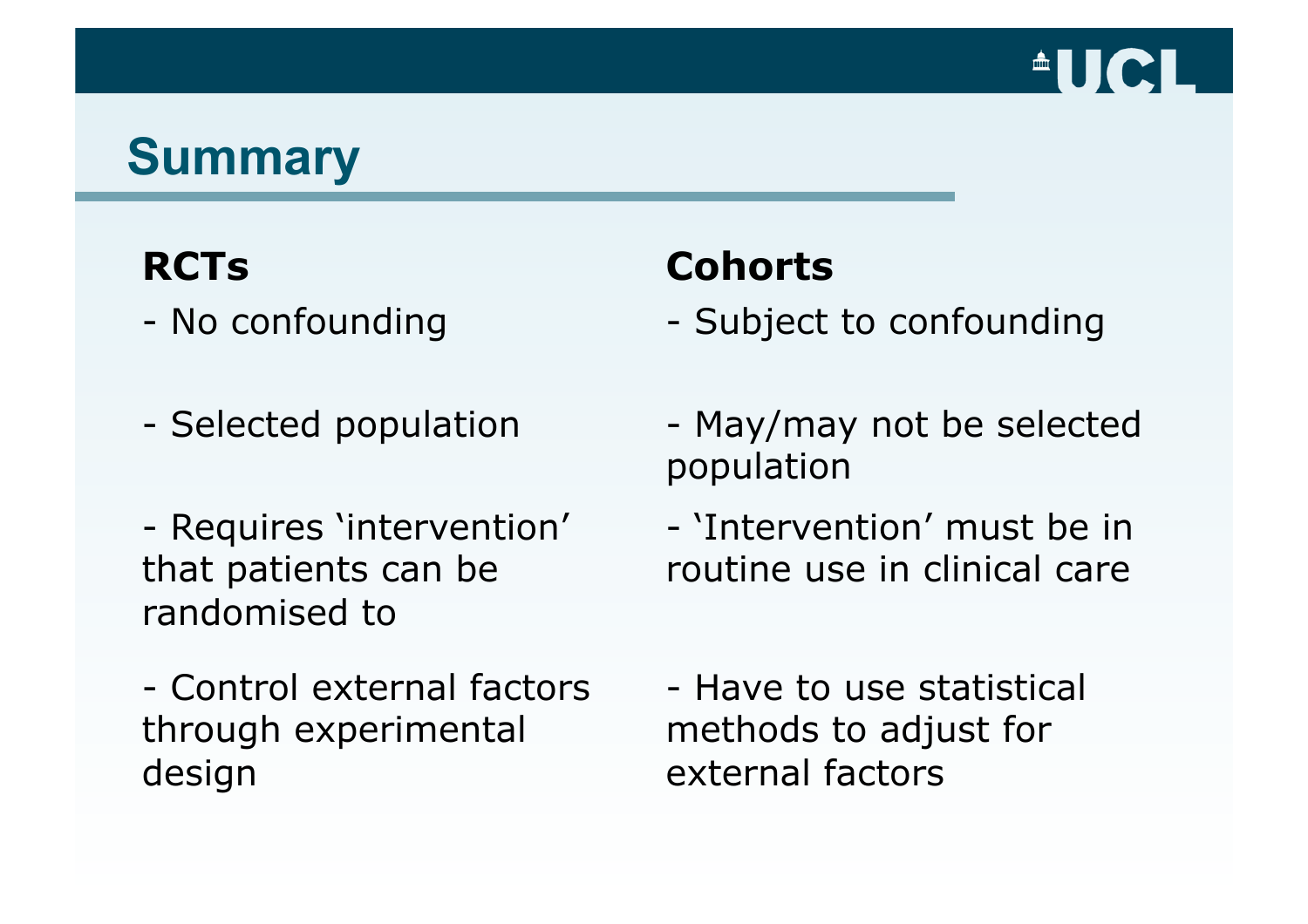## Summary

| RCTs | Cohorts |
|---|---|
| - No confounding | - Subject to confounding |
| - Selected population | - May/may not be selected population |
| - Requires 'intervention' that patients can be randomised to | - 'Intervention' must be in routine use in clinical care |
| - Control external factors through experimental design | - Have to use statistical methods to adjust for external factors |